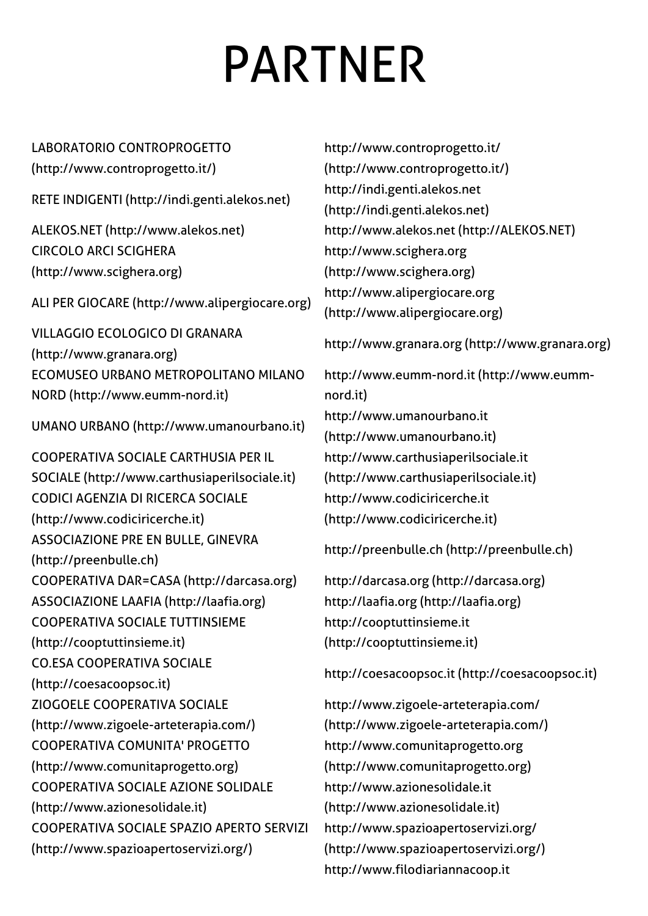# PARTNER

LABORATORIO CONTROPROGETTO (http://www.controprogetto.it/)

RETE INDIGENTI (http://indi.genti.alekos.net)

ALEKOS.NET (http://www.alekos.net)

CIRCOLO ARCI SCIGHERA (http://www.scighera.org)

ALI PER GIOCARE (http://www.alipergiocare.org)

VILLAGGIO ECOLOGICO DI GRANARA (http://www.granara.org)

ECOMUSEO URBANO METROPOLITANO MILANO NORD (http://www.eumm-nord.it)

UMANO URBANO (http://www.umanourbano.it)

COOPERATIVA SOCIALE CARTHUSIA PER IL SOCIALE (http://www.carthusiaperilsociale.it)

CODICI AGENZIA DI RICERCA SOCIALE (http://www.codiciricerche.it)

ASSOCIAZIONE PRE EN BULLE, GINEVRA (http://preenbulle.ch)

COOPERATIVA DAR=CASA (http://darcasa.org)

ASSOCIAZIONE LAAFIA (http://laafia.org)

COOPERATIVA SOCIALE TUTTINSIEME (http://cooptuttinsieme.it)

CO.ESA COOPERATIVA SOCIALE (http://coesacoopsoc.it)

ZIOGOELE COOPERATIVA SOCIALE (http://www.zigoele-arteterapia.com/)

COOPERATIVA COMUNITA' PROGETTO (http://www.comunitaprogetto.org)

COOPERATIVA SOCIALE AZIONE SOLIDALE (http://www.azionesolidale.it)

COOPERATIVA SOCIALE SPAZIO APERTO SERVIZI (http://www.spazioapertoservizi.org/)

http://www.controprogetto.it/ (http://www.controprogetto.it/)

http://indi.genti.alekos.net (http://indi.genti.alekos.net)

http://www.alekos.net (http://ALEKOS.NET)

http://www.scighera.org (http://www.scighera.org)

http://www.alipergiocare.org (http://www.alipergiocare.org)

http://www.granara.org (http://www.granara.org)

http://www.eumm-nord.it (http://www.eumm-nord.it)

http://www.umanourbano.it (http://www.umanourbano.it)

http://www.carthusiaperilsociale.it (http://www.carthusiaperilsociale.it)

http://www.codiciricerche.it (http://www.codiciricerche.it)

http://preenbulle.ch (http://preenbulle.ch)

http://darcasa.org (http://darcasa.org)

http://laafia.org (http://laafia.org)

http://cooptuttinsieme.it (http://cooptuttinsieme.it)

http://coesacoopsoc.it (http://coesacoopsoc.it)

http://www.zigoele-arteterapia.com/ (http://www.zigoele-arteterapia.com/)

http://www.comunitaprogetto.org (http://www.comunitaprogetto.org)

http://www.azionesolidale.it (http://www.azionesolidale.it)

http://www.spazioapertoservizi.org/ (http://www.spazioapertoservizi.org/)

http://www.filodiariannacoop.it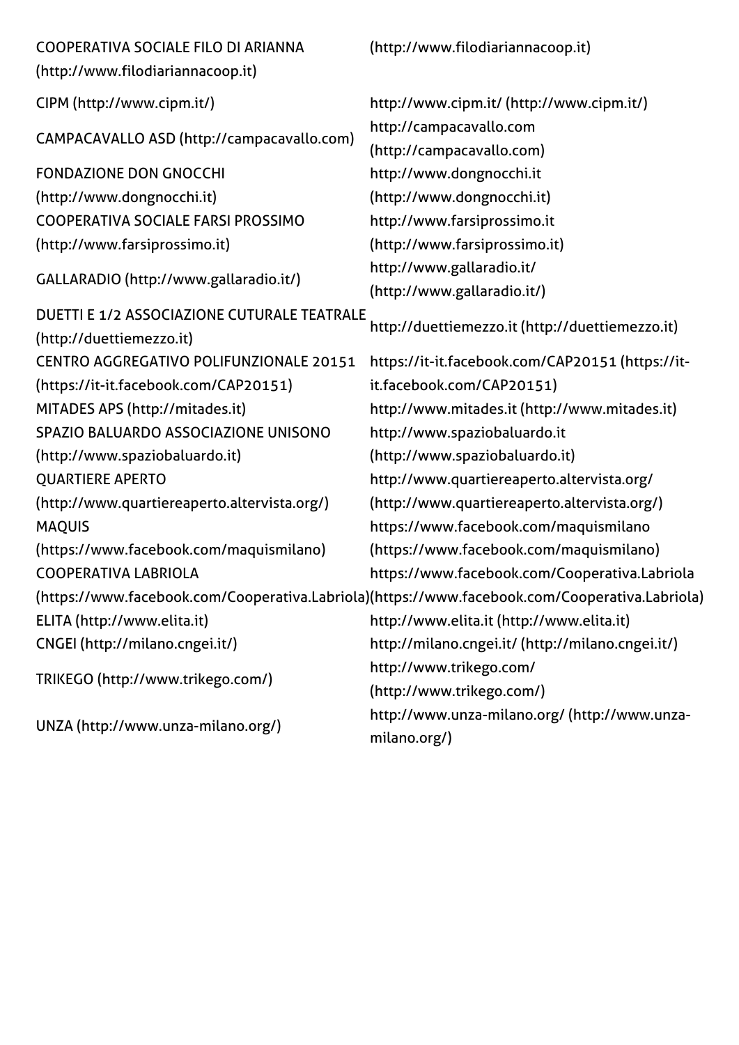| | |
|---|---|
| COOPERATIVA SOCIALE FILO DI ARIANNA (http://www.filodiariannacoop.it) | (http://www.filodiariannacoop.it) |
| CIPM (http://www.cipm.it/) | http://www.cipm.it/ (http://www.cipm.it/) |
| CAMPACAVALLO ASD (http://campacavallo.com) | http://campacavallo.com (http://campacavallo.com) |
| FONDAZIONE DON GNOCCHI (http://www.dongnocchi.it) | http://www.dongnocchi.it (http://www.dongnocchi.it) |
| COOPERATIVA SOCIALE FARSI PROSSIMO (http://www.farsiprossimo.it) | http://www.farsiprossimo.it (http://www.farsiprossimo.it) |
| GALLARADIO (http://www.gallaradio.it/) | http://www.gallaradio.it/ (http://www.gallaradio.it/) |
| DUETTI E 1/2 ASSOCIAZIONE CUTURALE TEATRALE (http://duettiemezzo.it) | http://duettiemezzo.it (http://duettiemezzo.it) |
| CENTRO AGGREGATIVO POLIFUNZIONALE 20151 (https://it-it.facebook.com/CAP20151) | https://it-it.facebook.com/CAP20151 (https://it-it.facebook.com/CAP20151) |
| MITADES APS (http://mitades.it) | http://www.mitades.it (http://www.mitades.it) |
| SPAZIO BALUARDO ASSOCIAZIONE UNISONO (http://www.spaziobaluardo.it) | http://www.spaziobaluardo.it (http://www.spaziobaluardo.it) |
| QUARTIERE APERTO (http://www.quartiereaperto.altervista.org/) | http://www.quartiereaperto.altervista.org/ (http://www.quartiereaperto.altervista.org/) |
| MAQUIS (https://www.facebook.com/maquismilano) | https://www.facebook.com/maquismilano (https://www.facebook.com/maquismilano) |
| COOPERATIVA LABRIOLA (https://www.facebook.com/Cooperativa.Labriola) | https://www.facebook.com/Cooperativa.Labriola (https://www.facebook.com/Cooperativa.Labriola) |
| ELITA (http://www.elita.it) | http://www.elita.it (http://www.elita.it) |
| CNGEI (http://milano.cngei.it/) | http://milano.cngei.it/ (http://milano.cngei.it/) |
| TRIKEGO (http://www.trikego.com/) | http://www.trikego.com/ (http://www.trikego.com/) |
| UNZA (http://www.unza-milano.org/) | http://www.unza-milano.org/ (http://www.unza-milano.org/) |